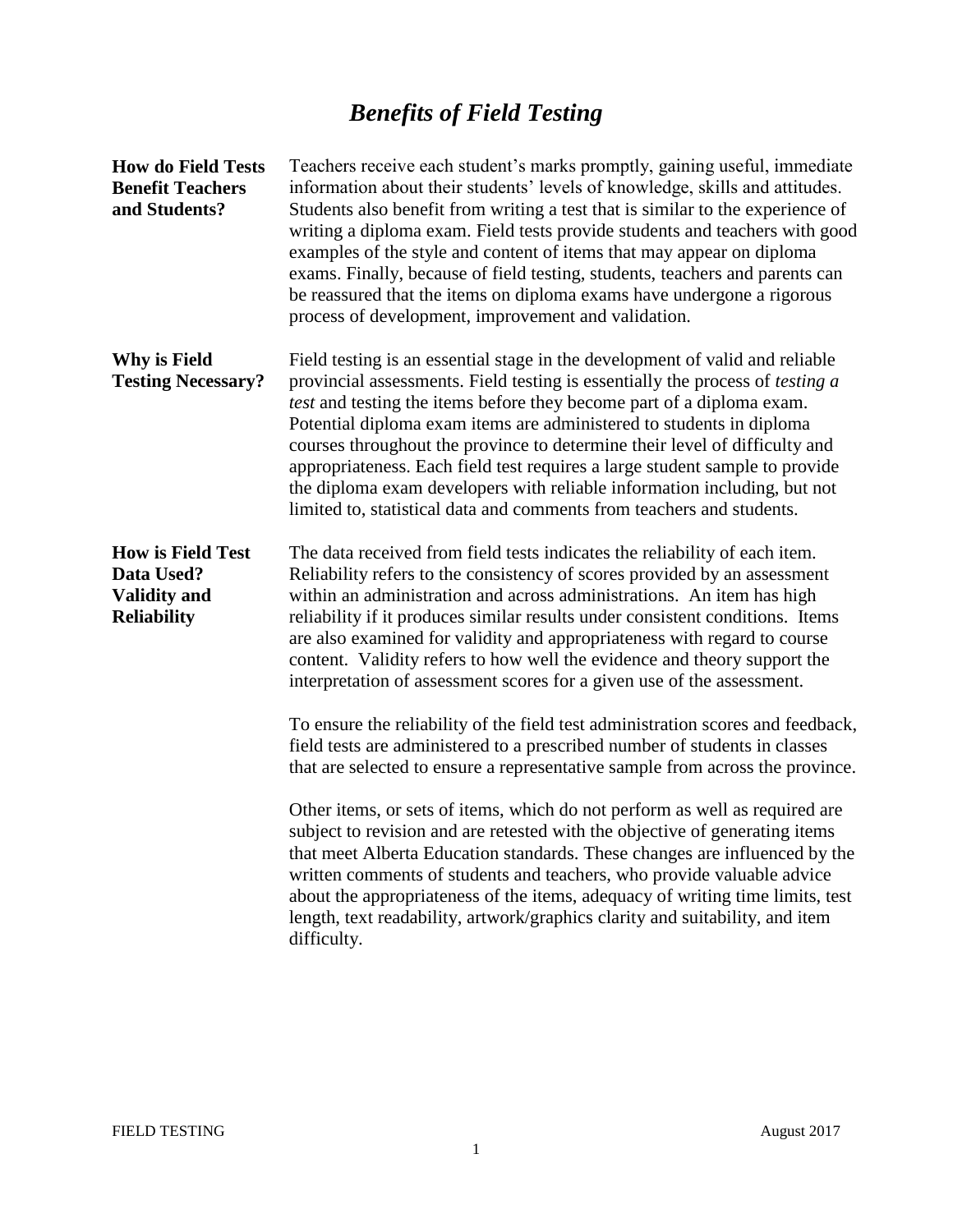# *Benefits of Field Testing*

### How do Field Tests Benefit Teachers and Students?

Teachers receive each student's marks promptly, gaining useful, immediate information about their students' levels of knowledge, skills and attitudes. Students also benefit from writing a test that is similar to the experience of writing a diploma exam. Field tests provide students and teachers with good examples of the style and content of items that may appear on diploma exams. Finally, because of field testing, students, teachers and parents can be reassured that the items on diploma exams have undergone a rigorous process of development, improvement and validation.

### Why is Field Testing Necessary?

Field testing is an essential stage in the development of valid and reliable provincial assessments. Field testing is essentially the process of *testing a test* and testing the items before they become part of a diploma exam. Potential diploma exam items are administered to students in diploma courses throughout the province to determine their level of difficulty and appropriateness. Each field test requires a large student sample to provide the diploma exam developers with reliable information including, but not limited to, statistical data and comments from teachers and students.

### How is Field Test Data Used? Validity and Reliability

The data received from field tests indicates the reliability of each item. Reliability refers to the consistency of scores provided by an assessment within an administration and across administrations. An item has high reliability if it produces similar results under consistent conditions. Items are also examined for validity and appropriateness with regard to course content. Validity refers to how well the evidence and theory support the interpretation of assessment scores for a given use of the assessment.

To ensure the reliability of the field test administration scores and feedback, field tests are administered to a prescribed number of students in classes that are selected to ensure a representative sample from across the province.

Other items, or sets of items, which do not perform as well as required are subject to revision and are retested with the objective of generating items that meet Alberta Education standards. These changes are influenced by the written comments of students and teachers, who provide valuable advice about the appropriateness of the items, adequacy of writing time limits, test length, text readability, artwork/graphics clarity and suitability, and item difficulty.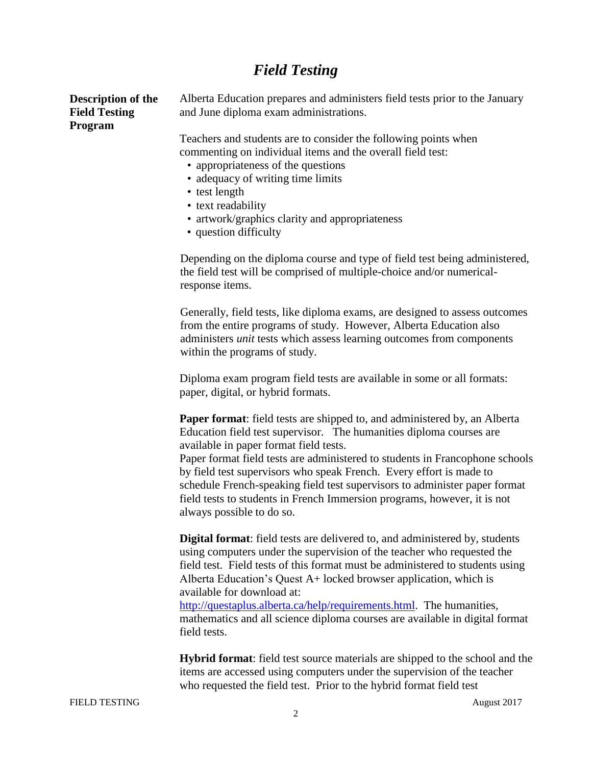# *Field Testing*

**Description of the Field Testing Program**

Alberta Education prepares and administers field tests prior to the January and June diploma exam administrations.

Teachers and students are to consider the following points when commenting on individual items and the overall field test:

- appropriateness of the questions
- adequacy of writing time limits
- test length
- text readability
- artwork/graphics clarity and appropriateness
- question difficulty

Depending on the diploma course and type of field test being administered, the field test will be comprised of multiple-choice and/or numerical-response items.

Generally, field tests, like diploma exams, are designed to assess outcomes from the entire programs of study. However, Alberta Education also administers *unit* tests which assess learning outcomes from components within the programs of study.

Diploma exam program field tests are available in some or all formats: paper, digital, or hybrid formats.

**Paper format**: field tests are shipped to, and administered by, an Alberta Education field test supervisor. The humanities diploma courses are available in paper format field tests.
Paper format field tests are administered to students in Francophone schools by field test supervisors who speak French. Every effort is made to schedule French-speaking field test supervisors to administer paper format field tests to students in French Immersion programs, however, it is not always possible to do so.

**Digital format**: field tests are delivered to, and administered by, students using computers under the supervision of the teacher who requested the field test. Field tests of this format must be administered to students using Alberta Education's Quest A+ locked browser application, which is available for download at:
http://questaplus.alberta.ca/help/requirements.html. The humanities, mathematics and all science diploma courses are available in digital format field tests.

**Hybrid format**: field test source materials are shipped to the school and the items are accessed using computers under the supervision of the teacher who requested the field test. Prior to the hybrid format field test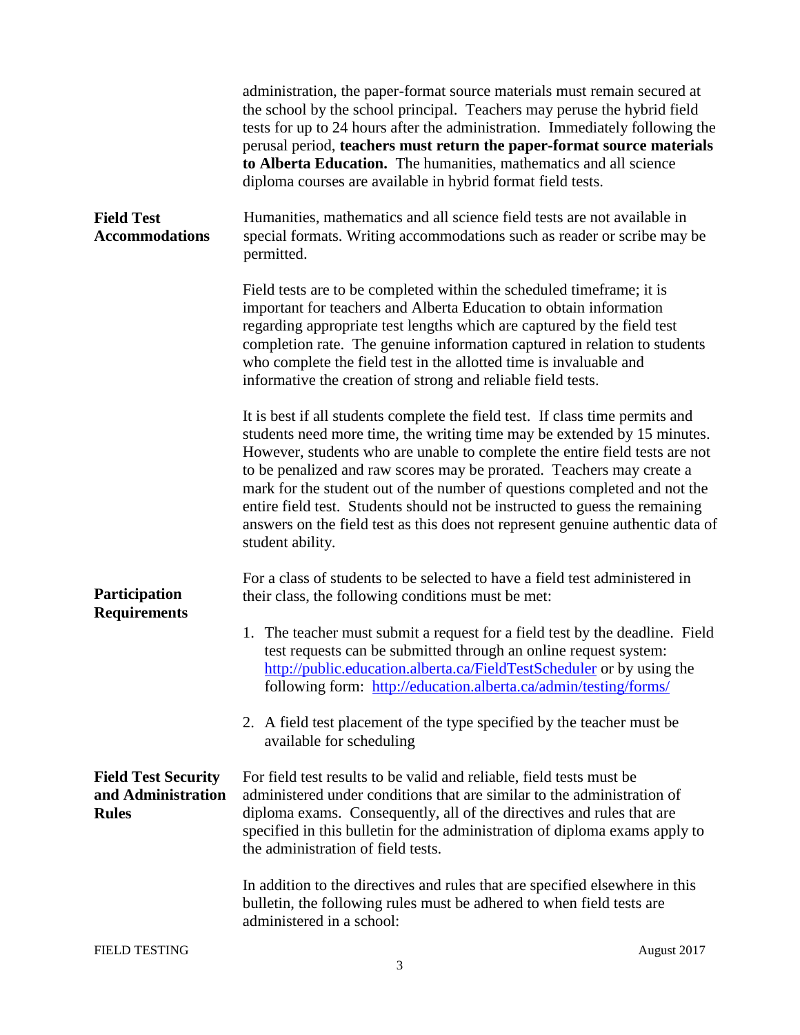administration, the paper-format source materials must remain secured at the school by the school principal. Teachers may peruse the hybrid field tests for up to 24 hours after the administration. Immediately following the perusal period, **teachers must return the paper-format source materials to Alberta Education.** The humanities, mathematics and all science diploma courses are available in hybrid format field tests.

### Field Test Accommodations

Humanities, mathematics and all science field tests are not available in special formats. Writing accommodations such as reader or scribe may be permitted.

Field tests are to be completed within the scheduled timeframe; it is important for teachers and Alberta Education to obtain information regarding appropriate test lengths which are captured by the field test completion rate. The genuine information captured in relation to students who complete the field test in the allotted time is invaluable and informative the creation of strong and reliable field tests.

It is best if all students complete the field test. If class time permits and students need more time, the writing time may be extended by 15 minutes. However, students who are unable to complete the entire field tests are not to be penalized and raw scores may be prorated. Teachers may create a mark for the student out of the number of questions completed and not the entire field test. Students should not be instructed to guess the remaining answers on the field test as this does not represent genuine authentic data of student ability.

### Participation Requirements

For a class of students to be selected to have a field test administered in their class, the following conditions must be met:

1. The teacher must submit a request for a field test by the deadline. Field test requests can be submitted through an online request system: http://public.education.alberta.ca/FieldTestScheduler or by using the following form: http://education.alberta.ca/admin/testing/forms/
2. A field test placement of the type specified by the teacher must be available for scheduling

### Field Test Security and Administration Rules

For field test results to be valid and reliable, field tests must be administered under conditions that are similar to the administration of diploma exams. Consequently, all of the directives and rules that are specified in this bulletin for the administration of diploma exams apply to the administration of field tests.

In addition to the directives and rules that are specified elsewhere in this bulletin, the following rules must be adhered to when field tests are administered in a school: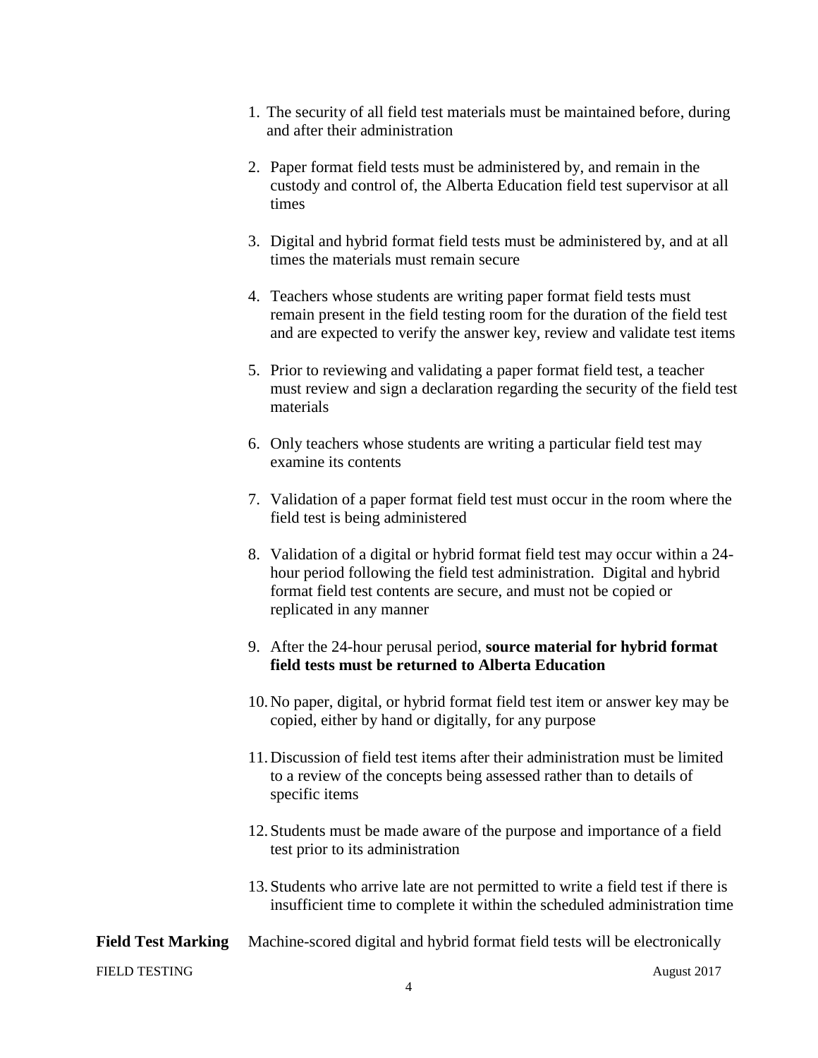1. The security of all field test materials must be maintained before, during and after their administration
2. Paper format field tests must be administered by, and remain in the custody and control of, the Alberta Education field test supervisor at all times
3. Digital and hybrid format field tests must be administered by, and at all times the materials must remain secure
4. Teachers whose students are writing paper format field tests must remain present in the field testing room for the duration of the field test and are expected to verify the answer key, review and validate test items
5. Prior to reviewing and validating a paper format field test, a teacher must review and sign a declaration regarding the security of the field test materials
6. Only teachers whose students are writing a particular field test may examine its contents
7. Validation of a paper format field test must occur in the room where the field test is being administered
8. Validation of a digital or hybrid format field test may occur within a 24-hour period following the field test administration. Digital and hybrid format field test contents are secure, and must not be copied or replicated in any manner
9. After the 24-hour perusal period, **source material for hybrid format field tests must be returned to Alberta Education**
10. No paper, digital, or hybrid format field test item or answer key may be copied, either by hand or digitally, for any purpose
11. Discussion of field test items after their administration must be limited to a review of the concepts being assessed rather than to details of specific items
12. Students must be made aware of the purpose and importance of a field test prior to its administration
13. Students who arrive late are not permitted to write a field test if there is insufficient time to complete it within the scheduled administration time

**Field Test Marking** Machine-scored digital and hybrid format field tests will be electronically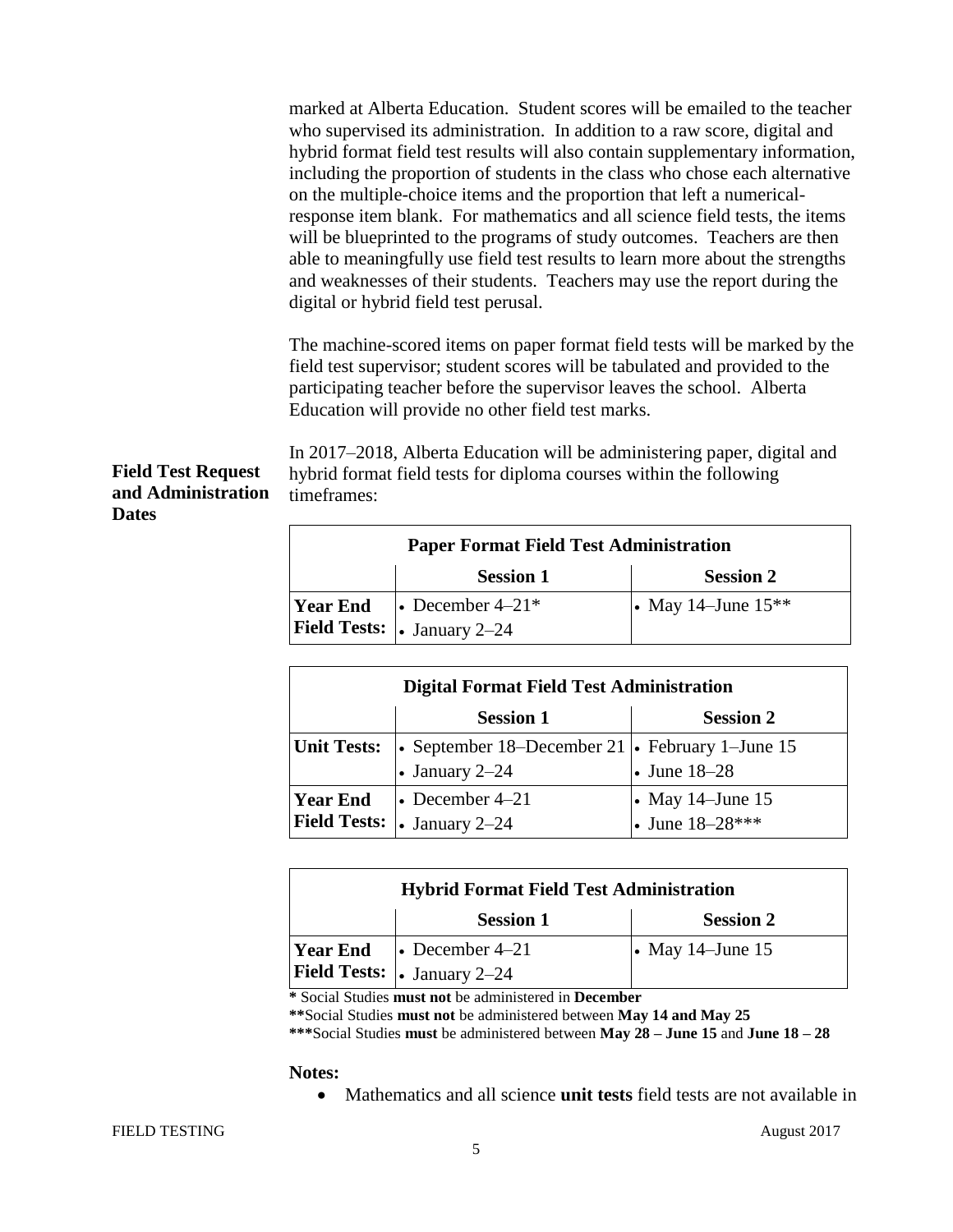marked at Alberta Education. Student scores will be emailed to the teacher who supervised its administration. In addition to a raw score, digital and hybrid format field test results will also contain supplementary information, including the proportion of students in the class who chose each alternative on the multiple-choice items and the proportion that left a numerical-response item blank. For mathematics and all science field tests, the items will be blueprinted to the programs of study outcomes. Teachers are then able to meaningfully use field test results to learn more about the strengths and weaknesses of their students. Teachers may use the report during the digital or hybrid field test perusal.

The machine-scored items on paper format field tests will be marked by the field test supervisor; student scores will be tabulated and provided to the participating teacher before the supervisor leaves the school. Alberta Education will provide no other field test marks.

**Field Test Request and Administration Dates**

In 2017–2018, Alberta Education will be administering paper, digital and hybrid format field tests for diploma courses within the following timeframes:

| Paper Format Field Test Administration | | |
|---|---|---|
| | **Session 1** | **Session 2** |
| **Year End Field Tests:** | • December 4–21*<br>• January 2–24 | • May 14–June 15** |

| Digital Format Field Test Administration | | |
|---|---|---|
| | **Session 1** | **Session 2** |
| **Unit Tests:** | • September 18–December 21<br>• January 2–24 | • February 1–June 15<br>• June 18–28 |
| **Year End Field Tests:** | • December 4–21<br>• January 2–24 | • May 14–June 15<br>• June 18–28*** |

| Hybrid Format Field Test Administration | | |
|---|---|---|
| | **Session 1** | **Session 2** |
| **Year End Field Tests:** | • December 4–21<br>• January 2–24 | • May 14–June 15 |

**\*** Social Studies **must not** be administered in **December**

**\*\***Social Studies **must not** be administered between **May 14 and May 25**

**\*\*\***Social Studies **must** be administered between **May 28 – June 15** and **June 18 – 28**

**Notes:**

- Mathematics and all science **unit tests** field tests are not available in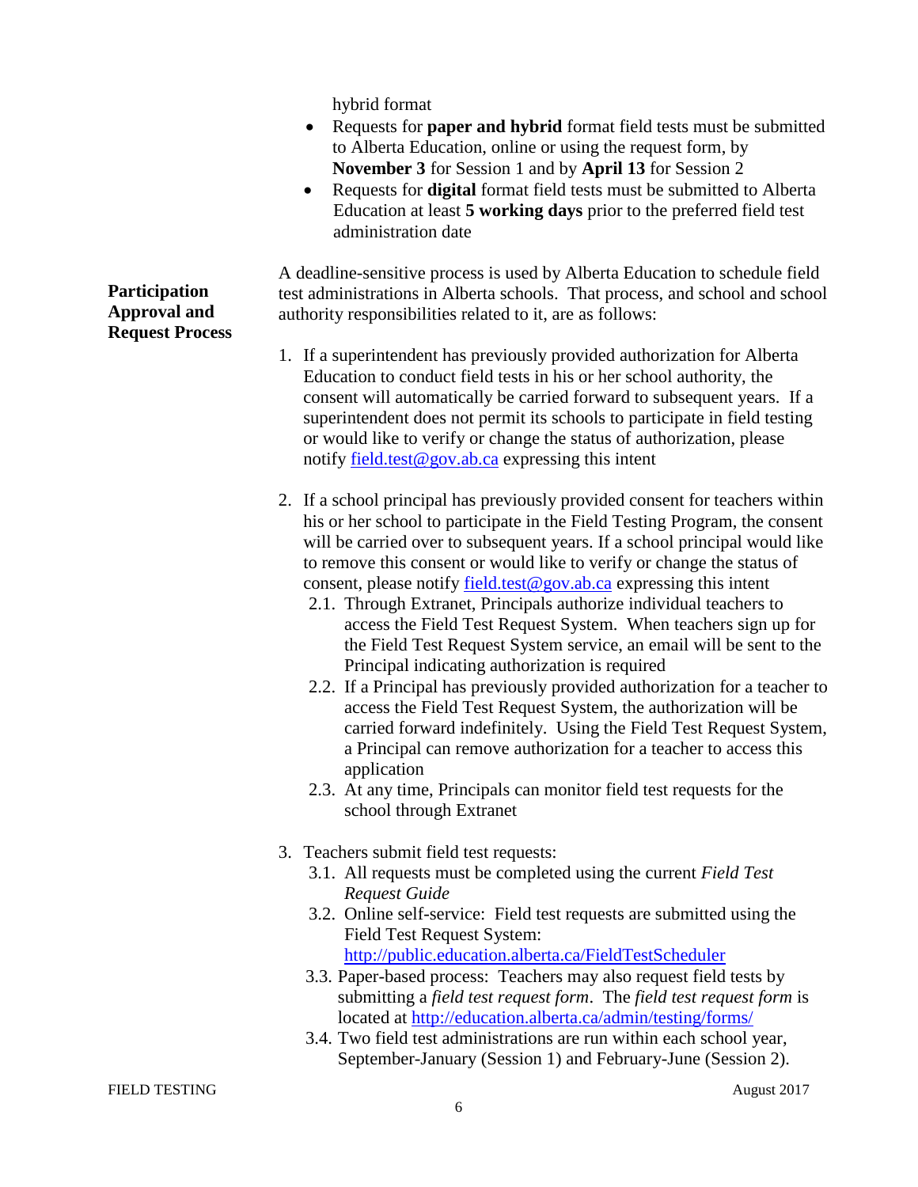hybrid format

- Requests for **paper and hybrid** format field tests must be submitted to Alberta Education, online or using the request form, by **November 3** for Session 1 and by **April 13** for Session 2
- Requests for **digital** format field tests must be submitted to Alberta Education at least **5 working days** prior to the preferred field test administration date

**Participation Approval and Request Process**

A deadline-sensitive process is used by Alberta Education to schedule field test administrations in Alberta schools. That process, and school and school authority responsibilities related to it, are as follows:

1. If a superintendent has previously provided authorization for Alberta Education to conduct field tests in his or her school authority, the consent will automatically be carried forward to subsequent years. If a superintendent does not permit its schools to participate in field testing or would like to verify or change the status of authorization, please notify [field.test@gov.ab.ca](mailto:field.test@gov.ab.ca) expressing this intent

2. If a school principal has previously provided consent for teachers within his or her school to participate in the Field Testing Program, the consent will be carried over to subsequent years. If a school principal would like to remove this consent or would like to verify or change the status of consent, please notify [field.test@gov.ab.ca](mailto:field.test@gov.ab.ca) expressing this intent
   2.1. Through Extranet, Principals authorize individual teachers to access the Field Test Request System. When teachers sign up for the Field Test Request System service, an email will be sent to the Principal indicating authorization is required
   2.2. If a Principal has previously provided authorization for a teacher to access the Field Test Request System, the authorization will be carried forward indefinitely. Using the Field Test Request System, a Principal can remove authorization for a teacher to access this application
   2.3. At any time, Principals can monitor field test requests for the school through Extranet

3. Teachers submit field test requests:
   3.1. All requests must be completed using the current *Field Test Request Guide*
   3.2. Online self-service: Field test requests are submitted using the Field Test Request System: [http://public.education.alberta.ca/FieldTestScheduler](http://public.education.alberta.ca/FieldTestScheduler)
   3.3. Paper-based process: Teachers may also request field tests by submitting a *field test request form*. The *field test request form* is located at [http://education.alberta.ca/admin/testing/forms/](http://education.alberta.ca/admin/testing/forms/)
   3.4. Two field test administrations are run within each school year, September-January (Session 1) and February-June (Session 2).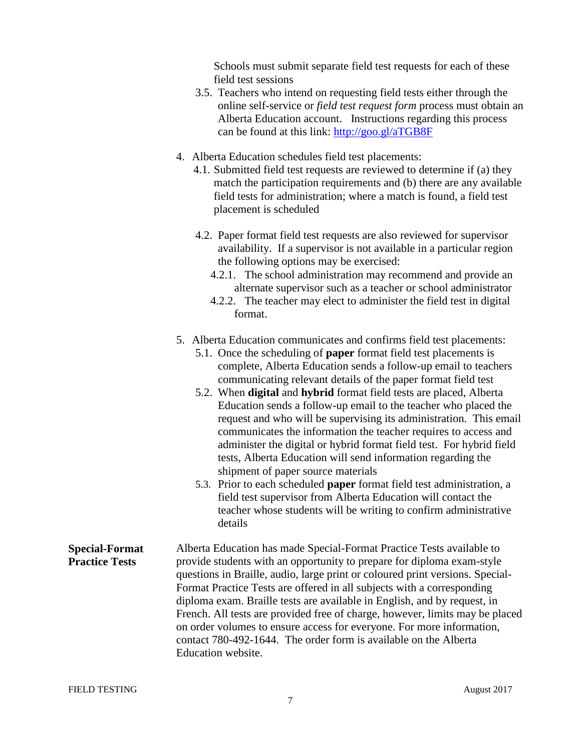Schools must submit separate field test requests for each of these field test sessions

3.5. Teachers who intend on requesting field tests either through the online self-service or *field test request form* process must obtain an Alberta Education account. Instructions regarding this process can be found at this link: [http://goo.gl/aTGB8F](http://goo.gl/aTGB8F)

4. Alberta Education schedules field test placements:
   - 4.1. Submitted field test requests are reviewed to determine if (a) they match the participation requirements and (b) there are any available field tests for administration; where a match is found, a field test placement is scheduled
   - 4.2. Paper format field test requests are also reviewed for supervisor availability. If a supervisor is not available in a particular region the following options may be exercised:
     - 4.2.1. The school administration may recommend and provide an alternate supervisor such as a teacher or school administrator
     - 4.2.2. The teacher may elect to administer the field test in digital format.

5. Alberta Education communicates and confirms field test placements:
   - 5.1. Once the scheduling of **paper** format field test placements is complete, Alberta Education sends a follow-up email to teachers communicating relevant details of the paper format field test
   - 5.2. When **digital** and **hybrid** format field tests are placed, Alberta Education sends a follow-up email to the teacher who placed the request and who will be supervising its administration. This email communicates the information the teacher requires to access and administer the digital or hybrid format field test. For hybrid field tests, Alberta Education will send information regarding the shipment of paper source materials
   - 5.3. Prior to each scheduled **paper** format field test administration, a field test supervisor from Alberta Education will contact the teacher whose students will be writing to confirm administrative details

**Special-Format Practice Tests**

Alberta Education has made Special-Format Practice Tests available to provide students with an opportunity to prepare for diploma exam-style questions in Braille, audio, large print or coloured print versions. Special-Format Practice Tests are offered in all subjects with a corresponding diploma exam. Braille tests are available in English, and by request, in French. All tests are provided free of charge, however, limits may be placed on order volumes to ensure access for everyone. For more information, contact 780-492-1644. The order form is available on the Alberta Education website.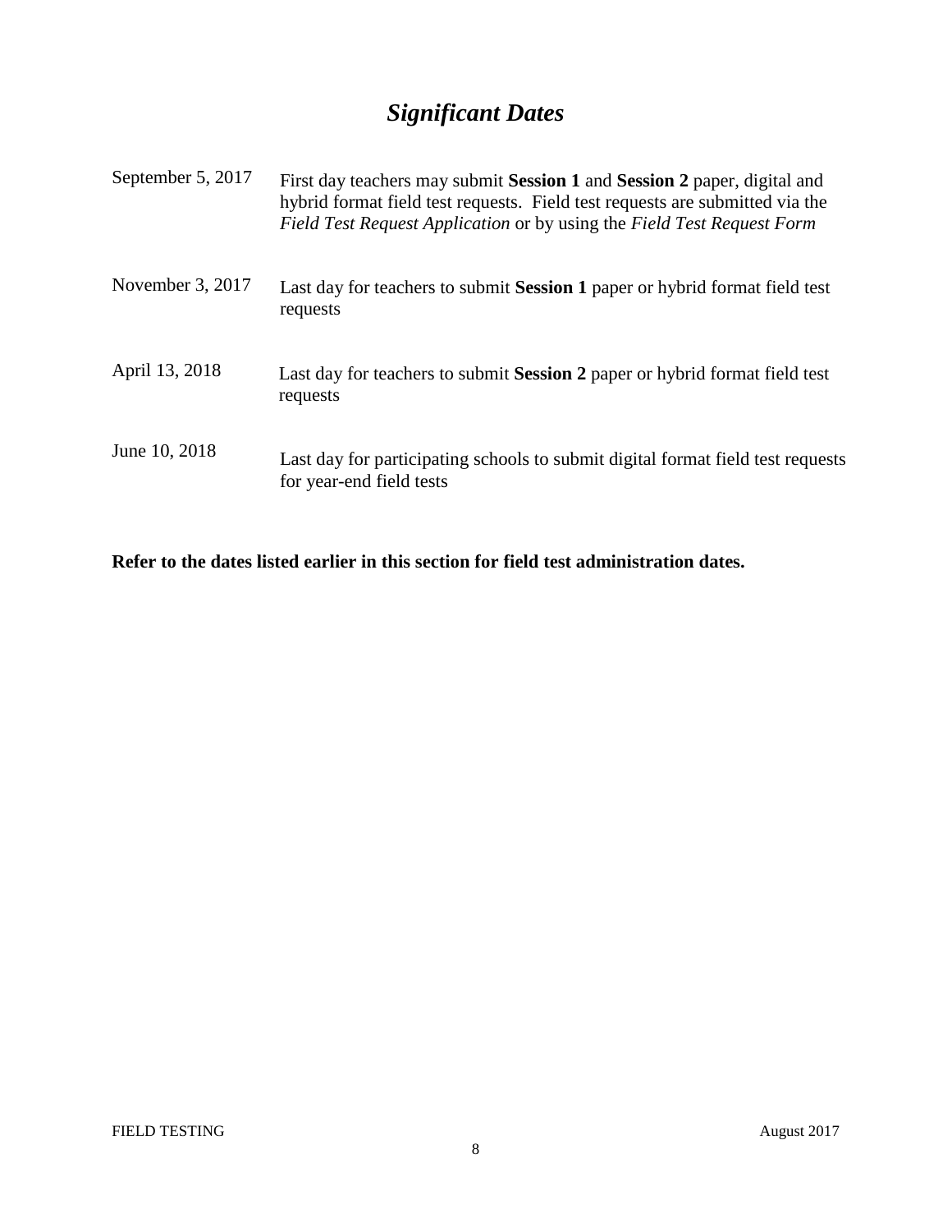# *Significant Dates*

| | |
|---|---|
| September 5, 2017 | First day teachers may submit **Session 1** and **Session 2** paper, digital and hybrid format field test requests. Field test requests are submitted via the *Field Test Request Application* or by using the *Field Test Request Form* |
| November 3, 2017 | Last day for teachers to submit **Session 1** paper or hybrid format field test requests |
| April 13, 2018 | Last day for teachers to submit **Session 2** paper or hybrid format field test requests |
| June 10, 2018 | Last day for participating schools to submit digital format field test requests for year-end field tests |

**Refer to the dates listed earlier in this section for field test administration dates.**